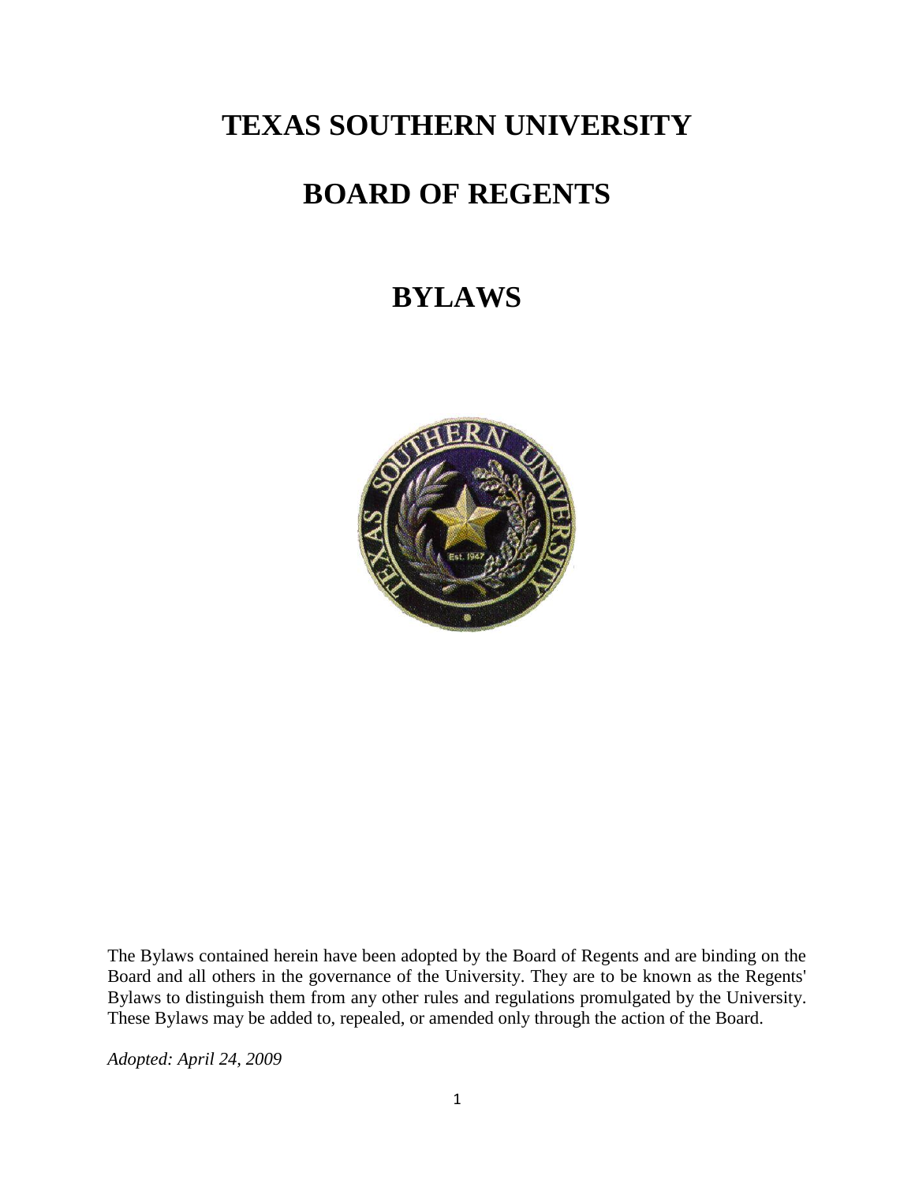# TEXAS SOUTHERN UNIVERSITY

# BOARD OF REGENTS

# BYLAWS

The Bylaws contained herein have been adopted by the Board of Regents and are binding on the Board and all others in the governance of the University. They are to be known as the Regents' Bylaws to distinguish them from any other rules and regulations promulgated by the University. These Bylaws may be added to, repealed, or amended only through the action of the Board.

*Adopted: April 24, 2009*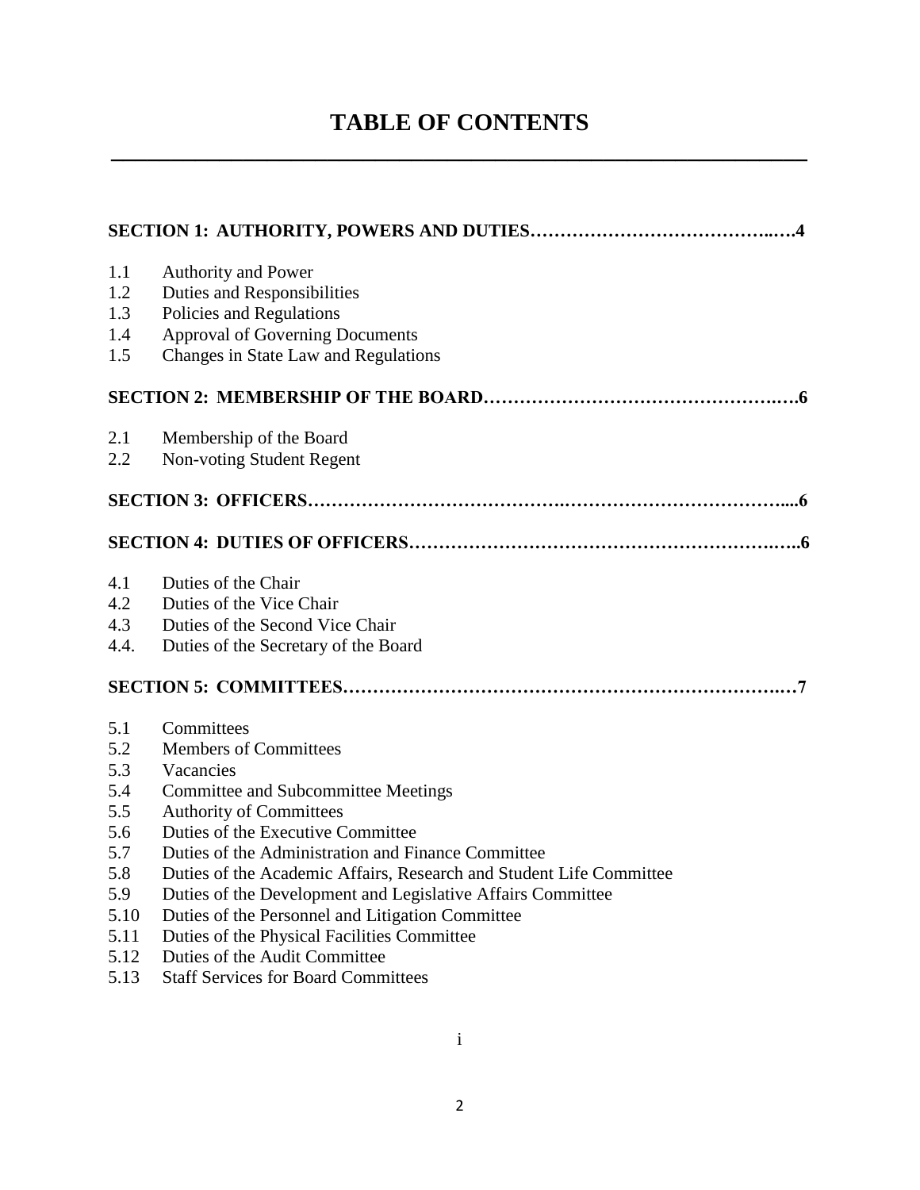# TABLE OF CONTENTS

**SECTION 1: AUTHORITY, POWERS AND DUTIES…………………………………..….4**

1.1 Authority and Power
1.2 Duties and Responsibilities
1.3 Policies and Regulations
1.4 Approval of Governing Documents
1.5 Changes in State Law and Regulations

**SECTION 2: MEMBERSHIP OF THE BOARD…………………………………….….6**

2.1 Membership of the Board
2.2 Non-voting Student Regent

**SECTION 3: OFFICERS……………………………….……………………………....6**

**SECTION 4: DUTIES OF OFFICERS………………………………………………..…..6**

4.1 Duties of the Chair
4.2 Duties of the Vice Chair
4.3 Duties of the Second Vice Chair
4.4. Duties of the Secretary of the Board

**SECTION 5: COMMITTEES………………………………………………………….…7**

5.1 Committees
5.2 Members of Committees
5.3 Vacancies
5.4 Committee and Subcommittee Meetings
5.5 Authority of Committees
5.6 Duties of the Executive Committee
5.7 Duties of the Administration and Finance Committee
5.8 Duties of the Academic Affairs, Research and Student Life Committee
5.9 Duties of the Development and Legislative Affairs Committee
5.10 Duties of the Personnel and Litigation Committee
5.11 Duties of the Physical Facilities Committee
5.12 Duties of the Audit Committee
5.13 Staff Services for Board Committees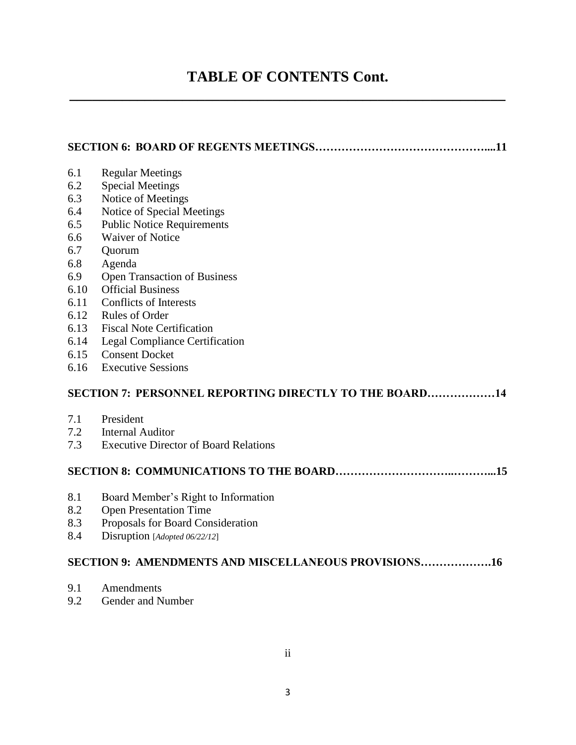# TABLE OF CONTENTS Cont.

**SECTION 6: BOARD OF REGENTS MEETINGS……………………………………....11**

6.1 Regular Meetings
6.2 Special Meetings
6.3 Notice of Meetings
6.4 Notice of Special Meetings
6.5 Public Notice Requirements
6.6 Waiver of Notice
6.7 Quorum
6.8 Agenda
6.9 Open Transaction of Business
6.10 Official Business
6.11 Conflicts of Interests
6.12 Rules of Order
6.13 Fiscal Note Certification
6.14 Legal Compliance Certification
6.15 Consent Docket
6.16 Executive Sessions

**SECTION 7: PERSONNEL REPORTING DIRECTLY TO THE BOARD………………14**

7.1 President
7.2 Internal Auditor
7.3 Executive Director of Board Relations

**SECTION 8: COMMUNICATIONS TO THE BOARD…………………………..………...15**

8.1 Board Member's Right to Information
8.2 Open Presentation Time
8.3 Proposals for Board Consideration
8.4 Disruption [*Adopted 06/22/12*]

**SECTION 9: AMENDMENTS AND MISCELLANEOUS PROVISIONS……………….16**

9.1 Amendments
9.2 Gender and Number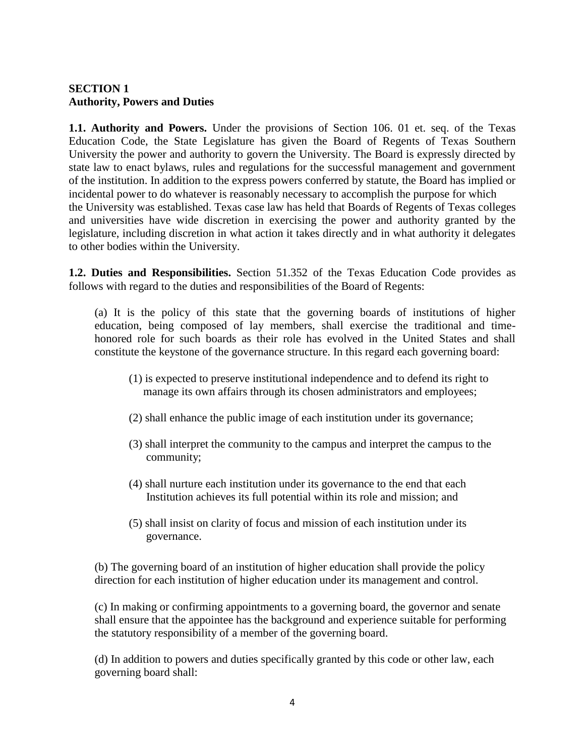## SECTION 1
## Authority, Powers and Duties

**1.1. Authority and Powers.** Under the provisions of Section 106. 01 et. seq. of the Texas Education Code, the State Legislature has given the Board of Regents of Texas Southern University the power and authority to govern the University. The Board is expressly directed by state law to enact bylaws, rules and regulations for the successful management and government of the institution. In addition to the express powers conferred by statute, the Board has implied or incidental power to do whatever is reasonably necessary to accomplish the purpose for which the University was established. Texas case law has held that Boards of Regents of Texas colleges and universities have wide discretion in exercising the power and authority granted by the legislature, including discretion in what action it takes directly and in what authority it delegates to other bodies within the University.

**1.2. Duties and Responsibilities.** Section 51.352 of the Texas Education Code provides as follows with regard to the duties and responsibilities of the Board of Regents:

(a) It is the policy of this state that the governing boards of institutions of higher education, being composed of lay members, shall exercise the traditional and time-honored role for such boards as their role has evolved in the United States and shall constitute the keystone of the governance structure. In this regard each governing board:

(1) is expected to preserve institutional independence and to defend its right to manage its own affairs through its chosen administrators and employees;

(2) shall enhance the public image of each institution under its governance;

(3) shall interpret the community to the campus and interpret the campus to the community;

(4) shall nurture each institution under its governance to the end that each Institution achieves its full potential within its role and mission; and

(5) shall insist on clarity of focus and mission of each institution under its governance.

(b) The governing board of an institution of higher education shall provide the policy direction for each institution of higher education under its management and control.

(c) In making or confirming appointments to a governing board, the governor and senate shall ensure that the appointee has the background and experience suitable for performing the statutory responsibility of a member of the governing board.

(d) In addition to powers and duties specifically granted by this code or other law, each governing board shall: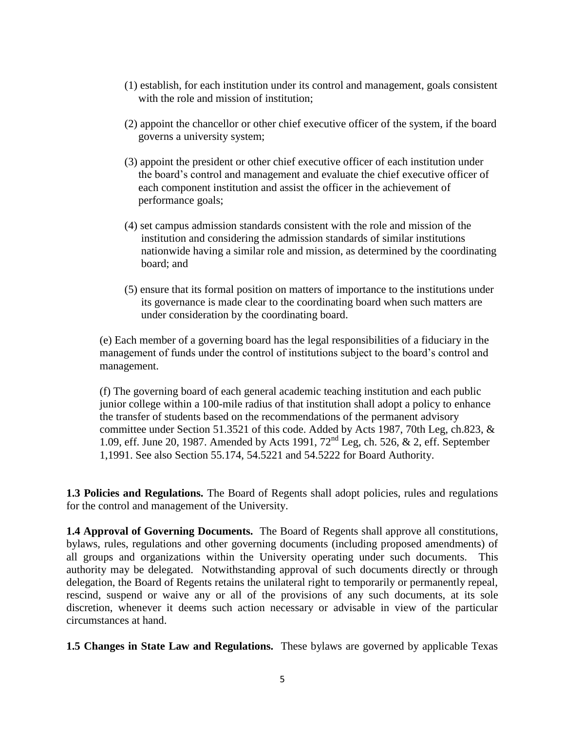(1) establish, for each institution under its control and management, goals consistent with the role and mission of institution;

(2) appoint the chancellor or other chief executive officer of the system, if the board governs a university system;

(3) appoint the president or other chief executive officer of each institution under the board's control and management and evaluate the chief executive officer of each component institution and assist the officer in the achievement of performance goals;

(4) set campus admission standards consistent with the role and mission of the institution and considering the admission standards of similar institutions nationwide having a similar role and mission, as determined by the coordinating board; and

(5) ensure that its formal position on matters of importance to the institutions under its governance is made clear to the coordinating board when such matters are under consideration by the coordinating board.

(e) Each member of a governing board has the legal responsibilities of a fiduciary in the management of funds under the control of institutions subject to the board's control and management.

(f) The governing board of each general academic teaching institution and each public junior college within a 100-mile radius of that institution shall adopt a policy to enhance the transfer of students based on the recommendations of the permanent advisory committee under Section 51.3521 of this code. Added by Acts 1987, 70th Leg, ch.823, & 1.09, eff. June 20, 1987. Amended by Acts 1991, 72nd Leg, ch. 526, & 2, eff. September 1,1991. See also Section 55.174, 54.5221 and 54.5222 for Board Authority.

**1.3 Policies and Regulations.** The Board of Regents shall adopt policies, rules and regulations for the control and management of the University.

**1.4 Approval of Governing Documents.** The Board of Regents shall approve all constitutions, bylaws, rules, regulations and other governing documents (including proposed amendments) of all groups and organizations within the University operating under such documents. This authority may be delegated. Notwithstanding approval of such documents directly or through delegation, the Board of Regents retains the unilateral right to temporarily or permanently repeal, rescind, suspend or waive any or all of the provisions of any such documents, at its sole discretion, whenever it deems such action necessary or advisable in view of the particular circumstances at hand.

**1.5 Changes in State Law and Regulations.** These bylaws are governed by applicable Texas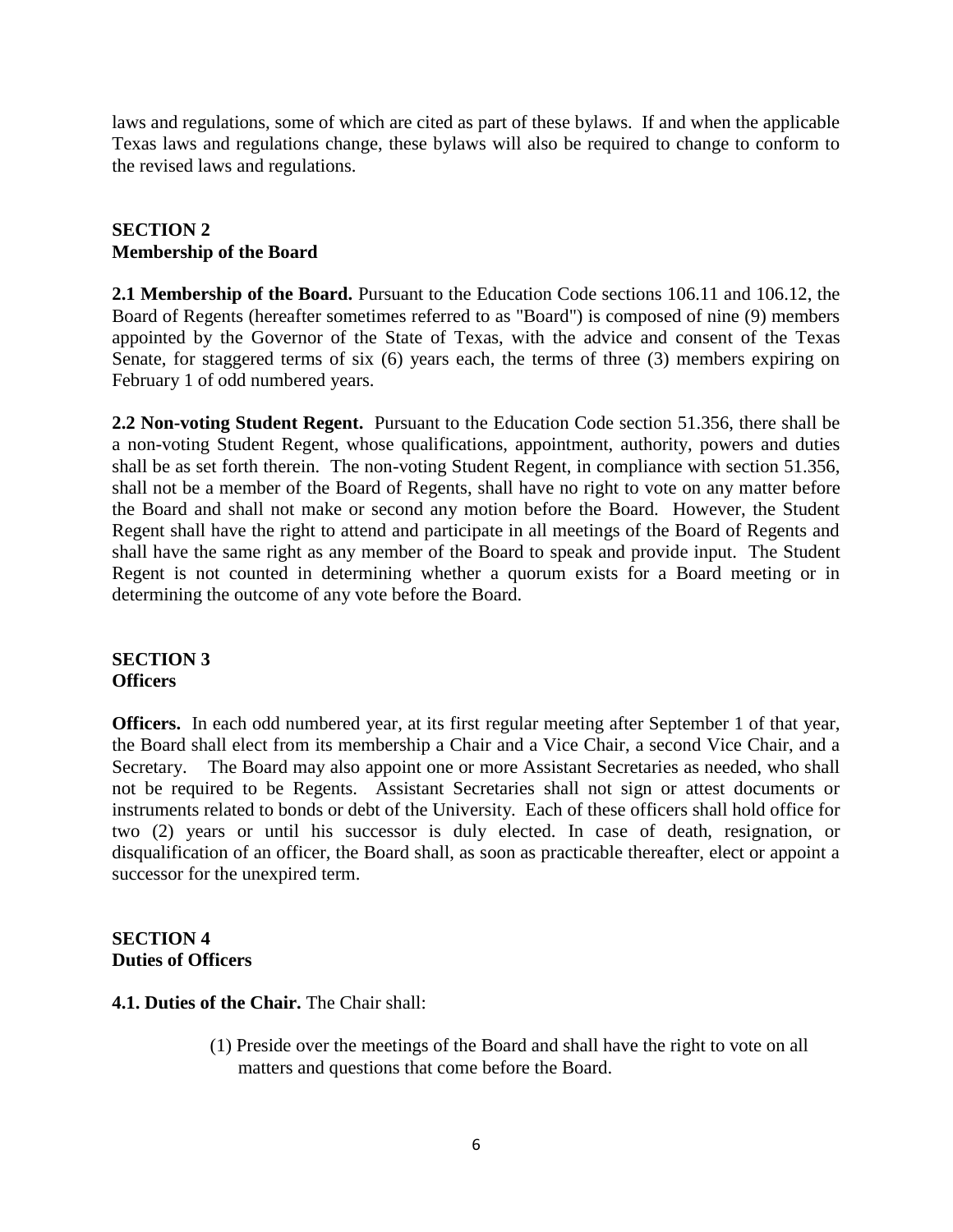laws and regulations, some of which are cited as part of these bylaws. If and when the applicable Texas laws and regulations change, these bylaws will also be required to change to conform to the revised laws and regulations.

## SECTION 2
## Membership of the Board

**2.1 Membership of the Board.** Pursuant to the Education Code sections 106.11 and 106.12, the Board of Regents (hereafter sometimes referred to as "Board") is composed of nine (9) members appointed by the Governor of the State of Texas, with the advice and consent of the Texas Senate, for staggered terms of six (6) years each, the terms of three (3) members expiring on February 1 of odd numbered years.

**2.2 Non-voting Student Regent.** Pursuant to the Education Code section 51.356, there shall be a non-voting Student Regent, whose qualifications, appointment, authority, powers and duties shall be as set forth therein. The non-voting Student Regent, in compliance with section 51.356, shall not be a member of the Board of Regents, shall have no right to vote on any matter before the Board and shall not make or second any motion before the Board. However, the Student Regent shall have the right to attend and participate in all meetings of the Board of Regents and shall have the same right as any member of the Board to speak and provide input. The Student Regent is not counted in determining whether a quorum exists for a Board meeting or in determining the outcome of any vote before the Board.

## SECTION 3
## Officers

**Officers.** In each odd numbered year, at its first regular meeting after September 1 of that year, the Board shall elect from its membership a Chair and a Vice Chair, a second Vice Chair, and a Secretary. The Board may also appoint one or more Assistant Secretaries as needed, who shall not be required to be Regents. Assistant Secretaries shall not sign or attest documents or instruments related to bonds or debt of the University. Each of these officers shall hold office for two (2) years or until his successor is duly elected. In case of death, resignation, or disqualification of an officer, the Board shall, as soon as practicable thereafter, elect or appoint a successor for the unexpired term.

## SECTION 4
## Duties of Officers

**4.1. Duties of the Chair.** The Chair shall:

(1) Preside over the meetings of the Board and shall have the right to vote on all matters and questions that come before the Board.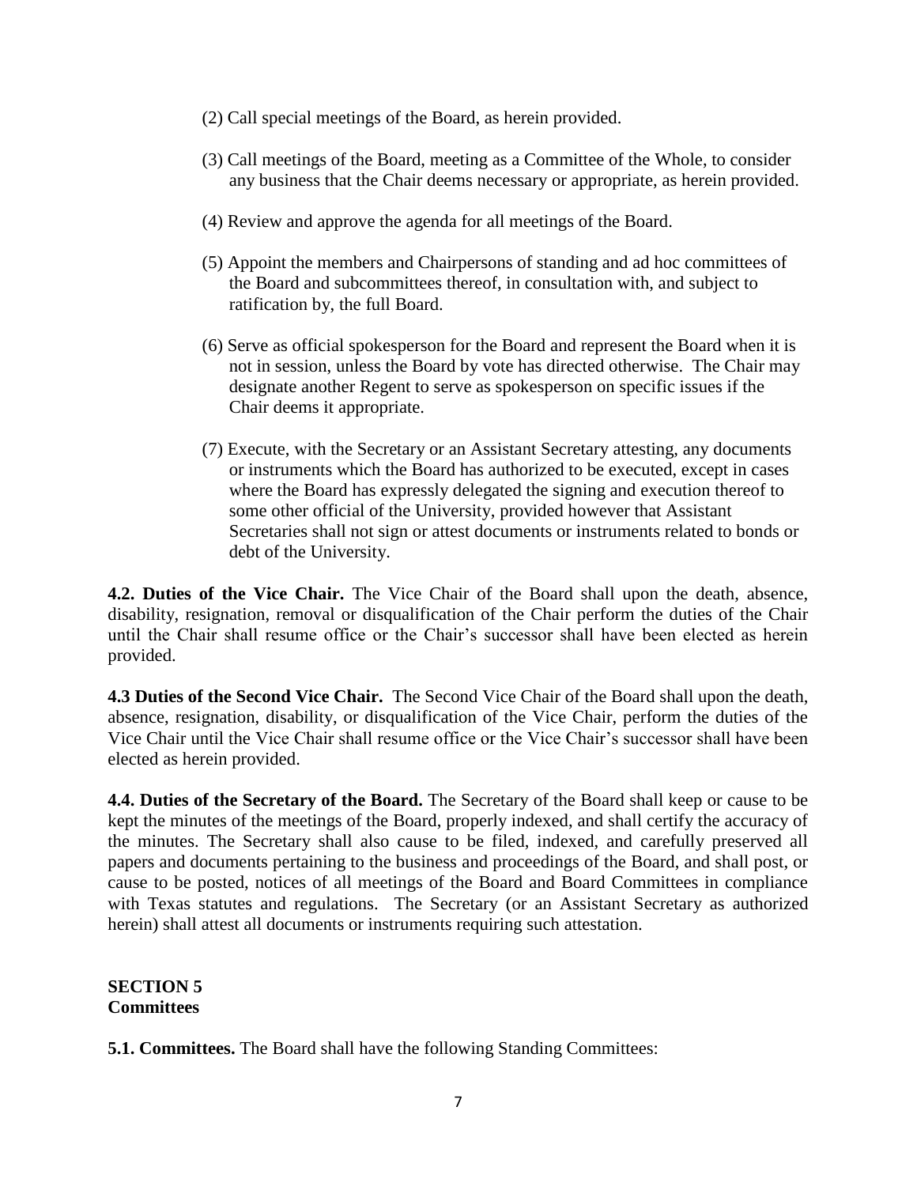(2) Call special meetings of the Board, as herein provided.

(3) Call meetings of the Board, meeting as a Committee of the Whole, to consider any business that the Chair deems necessary or appropriate, as herein provided.

(4) Review and approve the agenda for all meetings of the Board.

(5) Appoint the members and Chairpersons of standing and ad hoc committees of the Board and subcommittees thereof, in consultation with, and subject to ratification by, the full Board.

(6) Serve as official spokesperson for the Board and represent the Board when it is not in session, unless the Board by vote has directed otherwise. The Chair may designate another Regent to serve as spokesperson on specific issues if the Chair deems it appropriate.

(7) Execute, with the Secretary or an Assistant Secretary attesting, any documents or instruments which the Board has authorized to be executed, except in cases where the Board has expressly delegated the signing and execution thereof to some other official of the University, provided however that Assistant Secretaries shall not sign or attest documents or instruments related to bonds or debt of the University.

**4.2. Duties of the Vice Chair.** The Vice Chair of the Board shall upon the death, absence, disability, resignation, removal or disqualification of the Chair perform the duties of the Chair until the Chair shall resume office or the Chair's successor shall have been elected as herein provided.

**4.3 Duties of the Second Vice Chair.** The Second Vice Chair of the Board shall upon the death, absence, resignation, disability, or disqualification of the Vice Chair, perform the duties of the Vice Chair until the Vice Chair shall resume office or the Vice Chair's successor shall have been elected as herein provided.

**4.4. Duties of the Secretary of the Board.** The Secretary of the Board shall keep or cause to be kept the minutes of the meetings of the Board, properly indexed, and shall certify the accuracy of the minutes. The Secretary shall also cause to be filed, indexed, and carefully preserved all papers and documents pertaining to the business and proceedings of the Board, and shall post, or cause to be posted, notices of all meetings of the Board and Board Committees in compliance with Texas statutes and regulations. The Secretary (or an Assistant Secretary as authorized herein) shall attest all documents or instruments requiring such attestation.

## SECTION 5
## Committees

**5.1. Committees.** The Board shall have the following Standing Committees: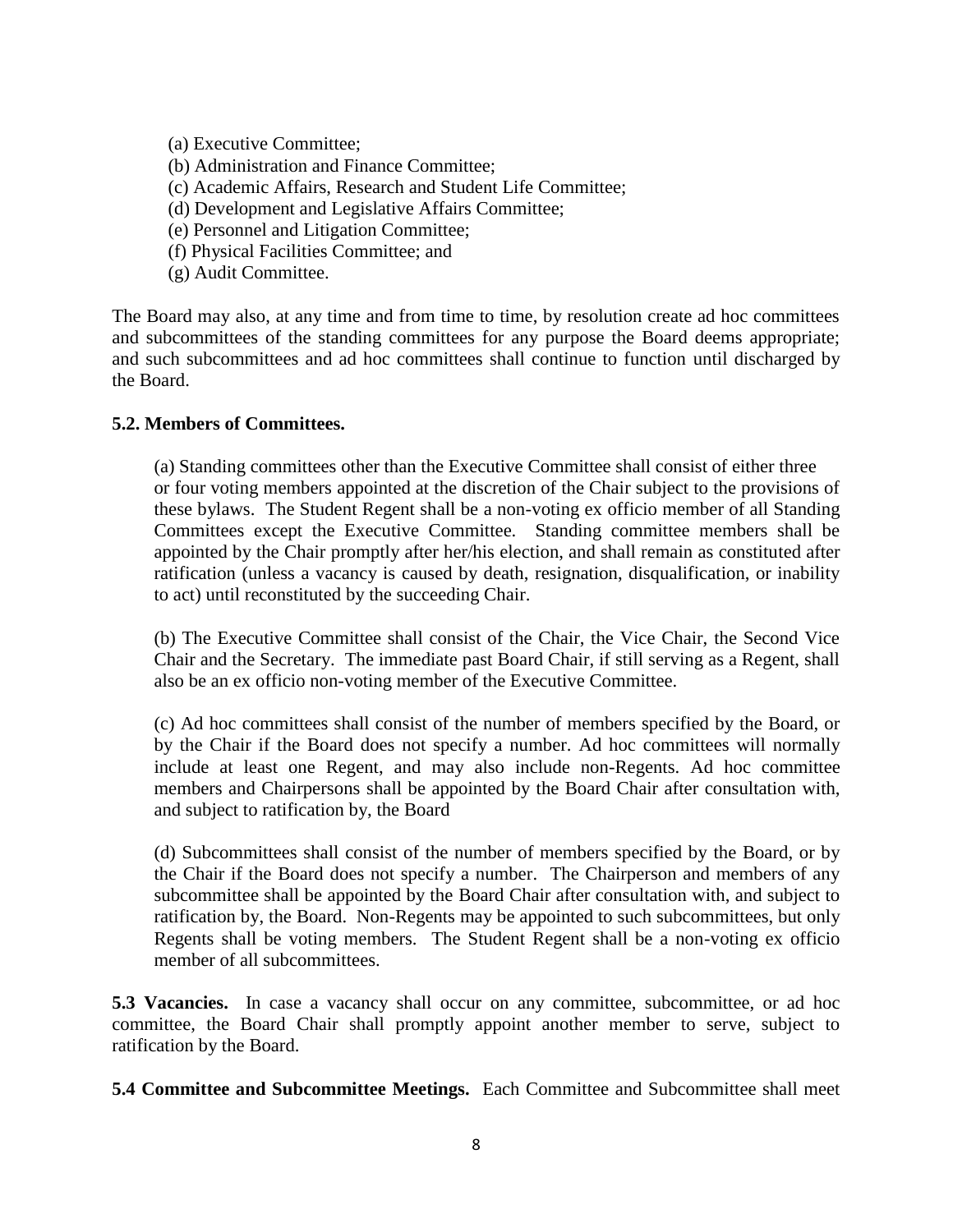(a) Executive Committee;
(b) Administration and Finance Committee;
(c) Academic Affairs, Research and Student Life Committee;
(d) Development and Legislative Affairs Committee;
(e) Personnel and Litigation Committee;
(f) Physical Facilities Committee; and
(g) Audit Committee.

The Board may also, at any time and from time to time, by resolution create ad hoc committees and subcommittees of the standing committees for any purpose the Board deems appropriate; and such subcommittees and ad hoc committees shall continue to function until discharged by the Board.

**5.2. Members of Committees.**

(a) Standing committees other than the Executive Committee shall consist of either three or four voting members appointed at the discretion of the Chair subject to the provisions of these bylaws. The Student Regent shall be a non-voting ex officio member of all Standing Committees except the Executive Committee. Standing committee members shall be appointed by the Chair promptly after her/his election, and shall remain as constituted after ratification (unless a vacancy is caused by death, resignation, disqualification, or inability to act) until reconstituted by the succeeding Chair.

(b) The Executive Committee shall consist of the Chair, the Vice Chair, the Second Vice Chair and the Secretary. The immediate past Board Chair, if still serving as a Regent, shall also be an ex officio non-voting member of the Executive Committee.

(c) Ad hoc committees shall consist of the number of members specified by the Board, or by the Chair if the Board does not specify a number. Ad hoc committees will normally include at least one Regent, and may also include non-Regents. Ad hoc committee members and Chairpersons shall be appointed by the Board Chair after consultation with, and subject to ratification by, the Board

(d) Subcommittees shall consist of the number of members specified by the Board, or by the Chair if the Board does not specify a number. The Chairperson and members of any subcommittee shall be appointed by the Board Chair after consultation with, and subject to ratification by, the Board. Non-Regents may be appointed to such subcommittees, but only Regents shall be voting members. The Student Regent shall be a non-voting ex officio member of all subcommittees.

**5.3 Vacancies.** In case a vacancy shall occur on any committee, subcommittee, or ad hoc committee, the Board Chair shall promptly appoint another member to serve, subject to ratification by the Board.

**5.4 Committee and Subcommittee Meetings.** Each Committee and Subcommittee shall meet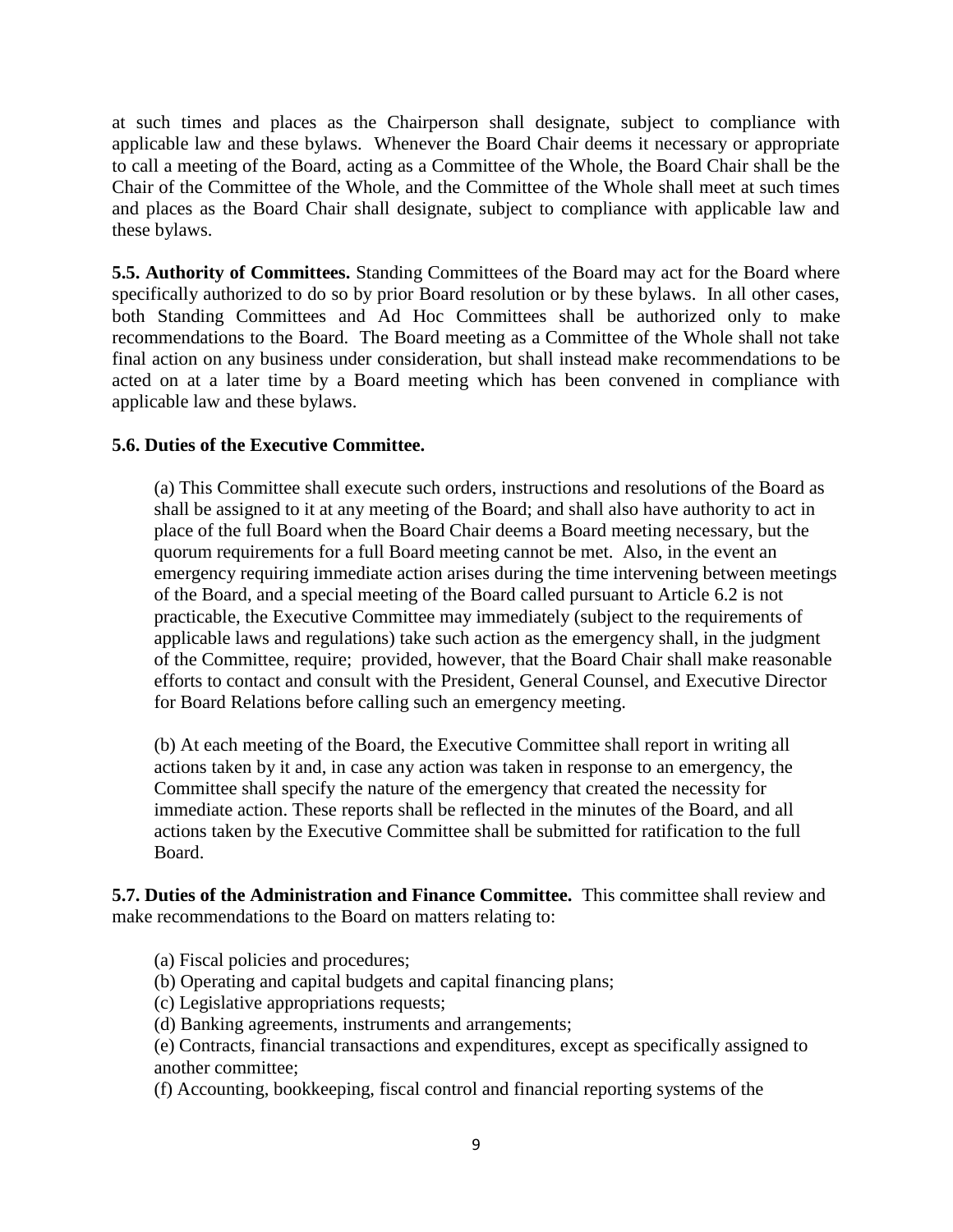at such times and places as the Chairperson shall designate, subject to compliance with applicable law and these bylaws. Whenever the Board Chair deems it necessary or appropriate to call a meeting of the Board, acting as a Committee of the Whole, the Board Chair shall be the Chair of the Committee of the Whole, and the Committee of the Whole shall meet at such times and places as the Board Chair shall designate, subject to compliance with applicable law and these bylaws.

**5.5. Authority of Committees.** Standing Committees of the Board may act for the Board where specifically authorized to do so by prior Board resolution or by these bylaws. In all other cases, both Standing Committees and Ad Hoc Committees shall be authorized only to make recommendations to the Board. The Board meeting as a Committee of the Whole shall not take final action on any business under consideration, but shall instead make recommendations to be acted on at a later time by a Board meeting which has been convened in compliance with applicable law and these bylaws.

**5.6. Duties of the Executive Committee.**

(a) This Committee shall execute such orders, instructions and resolutions of the Board as shall be assigned to it at any meeting of the Board; and shall also have authority to act in place of the full Board when the Board Chair deems a Board meeting necessary, but the quorum requirements for a full Board meeting cannot be met. Also, in the event an emergency requiring immediate action arises during the time intervening between meetings of the Board, and a special meeting of the Board called pursuant to Article 6.2 is not practicable, the Executive Committee may immediately (subject to the requirements of applicable laws and regulations) take such action as the emergency shall, in the judgment of the Committee, require; provided, however, that the Board Chair shall make reasonable efforts to contact and consult with the President, General Counsel, and Executive Director for Board Relations before calling such an emergency meeting.

(b) At each meeting of the Board, the Executive Committee shall report in writing all actions taken by it and, in case any action was taken in response to an emergency, the Committee shall specify the nature of the emergency that created the necessity for immediate action. These reports shall be reflected in the minutes of the Board, and all actions taken by the Executive Committee shall be submitted for ratification to the full Board.

**5.7. Duties of the Administration and Finance Committee.** This committee shall review and make recommendations to the Board on matters relating to:

(a) Fiscal policies and procedures;
(b) Operating and capital budgets and capital financing plans;
(c) Legislative appropriations requests;
(d) Banking agreements, instruments and arrangements;
(e) Contracts, financial transactions and expenditures, except as specifically assigned to another committee;
(f) Accounting, bookkeeping, fiscal control and financial reporting systems of the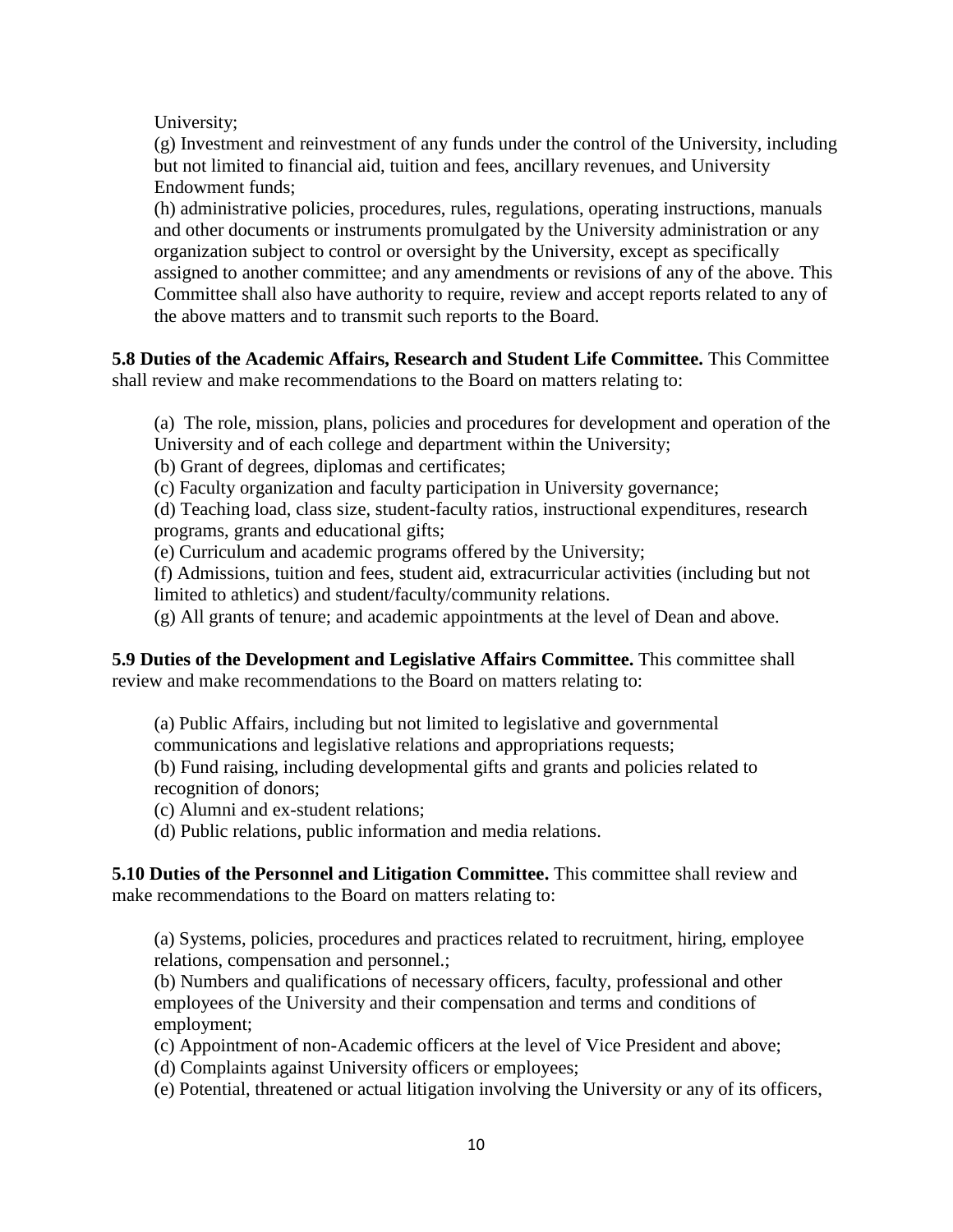University;

(g) Investment and reinvestment of any funds under the control of the University, including but not limited to financial aid, tuition and fees, ancillary revenues, and University Endowment funds;

(h) administrative policies, procedures, rules, regulations, operating instructions, manuals and other documents or instruments promulgated by the University administration or any organization subject to control or oversight by the University, except as specifically assigned to another committee; and any amendments or revisions of any of the above. This Committee shall also have authority to require, review and accept reports related to any of the above matters and to transmit such reports to the Board.

**5.8 Duties of the Academic Affairs, Research and Student Life Committee.** This Committee shall review and make recommendations to the Board on matters relating to:

(a) The role, mission, plans, policies and procedures for development and operation of the University and of each college and department within the University;

(b) Grant of degrees, diplomas and certificates;

(c) Faculty organization and faculty participation in University governance;

(d) Teaching load, class size, student-faculty ratios, instructional expenditures, research programs, grants and educational gifts;

(e) Curriculum and academic programs offered by the University;

(f) Admissions, tuition and fees, student aid, extracurricular activities (including but not limited to athletics) and student/faculty/community relations.

(g) All grants of tenure; and academic appointments at the level of Dean and above.

**5.9 Duties of the Development and Legislative Affairs Committee.** This committee shall review and make recommendations to the Board on matters relating to:

(a) Public Affairs, including but not limited to legislative and governmental communications and legislative relations and appropriations requests;

(b) Fund raising, including developmental gifts and grants and policies related to recognition of donors;

(c) Alumni and ex-student relations;

(d) Public relations, public information and media relations.

**5.10 Duties of the Personnel and Litigation Committee.** This committee shall review and make recommendations to the Board on matters relating to:

(a) Systems, policies, procedures and practices related to recruitment, hiring, employee relations, compensation and personnel.;

(b) Numbers and qualifications of necessary officers, faculty, professional and other employees of the University and their compensation and terms and conditions of employment;

(c) Appointment of non-Academic officers at the level of Vice President and above;

(d) Complaints against University officers or employees;

(e) Potential, threatened or actual litigation involving the University or any of its officers,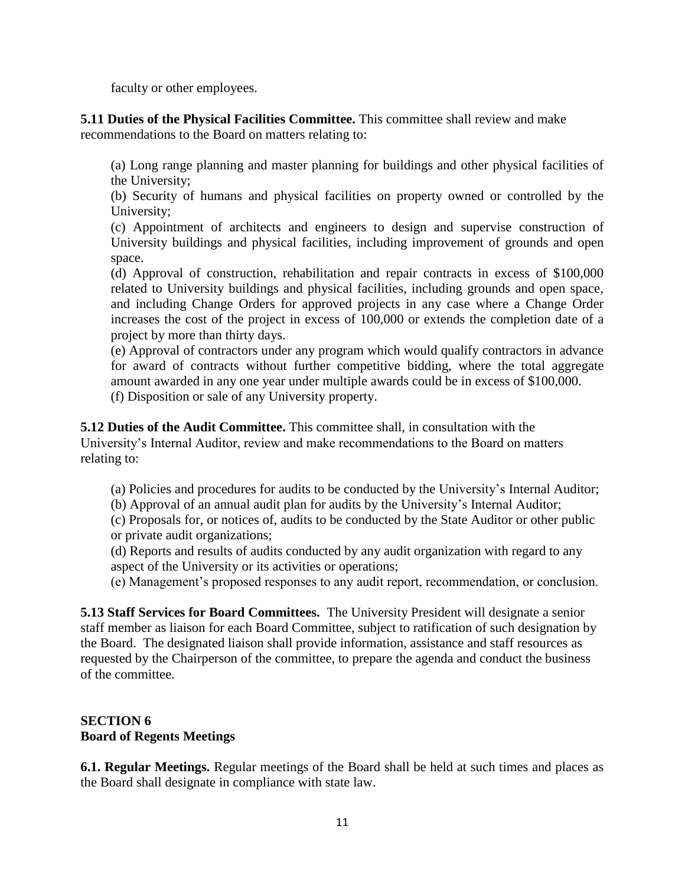faculty or other employees.

**5.11 Duties of the Physical Facilities Committee.** This committee shall review and make recommendations to the Board on matters relating to:

(a) Long range planning and master planning for buildings and other physical facilities of the University;
(b) Security of humans and physical facilities on property owned or controlled by the University;
(c) Appointment of architects and engineers to design and supervise construction of University buildings and physical facilities, including improvement of grounds and open space.
(d) Approval of construction, rehabilitation and repair contracts in excess of $100,000 related to University buildings and physical facilities, including grounds and open space, and including Change Orders for approved projects in any case where a Change Order increases the cost of the project in excess of 100,000 or extends the completion date of a project by more than thirty days.
(e) Approval of contractors under any program which would qualify contractors in advance for award of contracts without further competitive bidding, where the total aggregate amount awarded in any one year under multiple awards could be in excess of $100,000.
(f) Disposition or sale of any University property.

**5.12 Duties of the Audit Committee.** This committee shall, in consultation with the University's Internal Auditor, review and make recommendations to the Board on matters relating to:

(a) Policies and procedures for audits to be conducted by the University's Internal Auditor;
(b) Approval of an annual audit plan for audits by the University's Internal Auditor;
(c) Proposals for, or notices of, audits to be conducted by the State Auditor or other public or private audit organizations;
(d) Reports and results of audits conducted by any audit organization with regard to any aspect of the University or its activities or operations;
(e) Management's proposed responses to any audit report, recommendation, or conclusion.

**5.13 Staff Services for Board Committees.** The University President will designate a senior staff member as liaison for each Board Committee, subject to ratification of such designation by the Board. The designated liaison shall provide information, assistance and staff resources as requested by the Chairperson of the committee, to prepare the agenda and conduct the business of the committee.

## SECTION 6
## Board of Regents Meetings

**6.1. Regular Meetings.** Regular meetings of the Board shall be held at such times and places as the Board shall designate in compliance with state law.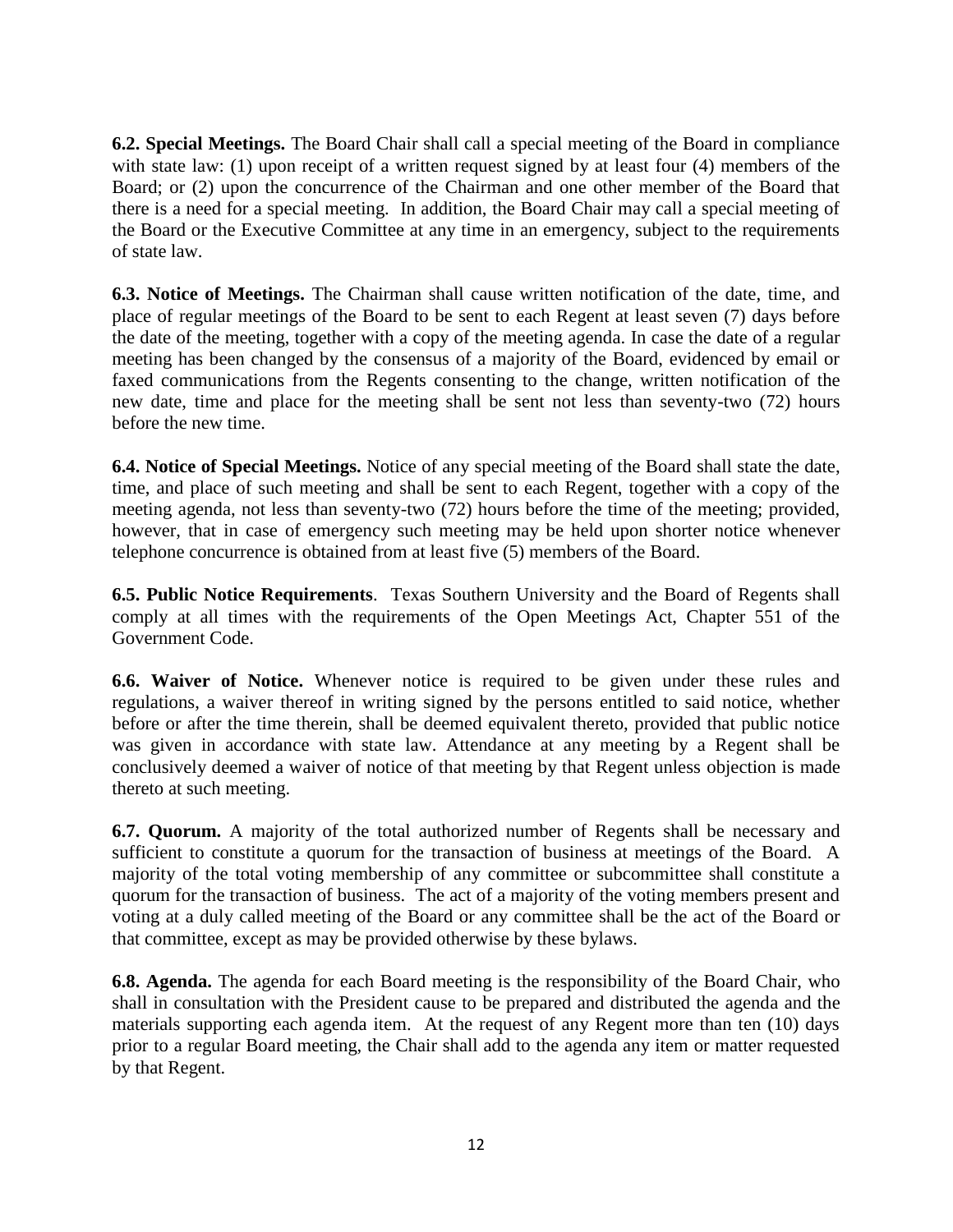**6.2. Special Meetings.** The Board Chair shall call a special meeting of the Board in compliance with state law: (1) upon receipt of a written request signed by at least four (4) members of the Board; or (2) upon the concurrence of the Chairman and one other member of the Board that there is a need for a special meeting. In addition, the Board Chair may call a special meeting of the Board or the Executive Committee at any time in an emergency, subject to the requirements of state law.

**6.3. Notice of Meetings.** The Chairman shall cause written notification of the date, time, and place of regular meetings of the Board to be sent to each Regent at least seven (7) days before the date of the meeting, together with a copy of the meeting agenda. In case the date of a regular meeting has been changed by the consensus of a majority of the Board, evidenced by email or faxed communications from the Regents consenting to the change, written notification of the new date, time and place for the meeting shall be sent not less than seventy-two (72) hours before the new time.

**6.4. Notice of Special Meetings.** Notice of any special meeting of the Board shall state the date, time, and place of such meeting and shall be sent to each Regent, together with a copy of the meeting agenda, not less than seventy-two (72) hours before the time of the meeting; provided, however, that in case of emergency such meeting may be held upon shorter notice whenever telephone concurrence is obtained from at least five (5) members of the Board.

**6.5. Public Notice Requirements**. Texas Southern University and the Board of Regents shall comply at all times with the requirements of the Open Meetings Act, Chapter 551 of the Government Code.

**6.6. Waiver of Notice.** Whenever notice is required to be given under these rules and regulations, a waiver thereof in writing signed by the persons entitled to said notice, whether before or after the time therein, shall be deemed equivalent thereto, provided that public notice was given in accordance with state law. Attendance at any meeting by a Regent shall be conclusively deemed a waiver of notice of that meeting by that Regent unless objection is made thereto at such meeting.

**6.7. Quorum.** A majority of the total authorized number of Regents shall be necessary and sufficient to constitute a quorum for the transaction of business at meetings of the Board. A majority of the total voting membership of any committee or subcommittee shall constitute a quorum for the transaction of business. The act of a majority of the voting members present and voting at a duly called meeting of the Board or any committee shall be the act of the Board or that committee, except as may be provided otherwise by these bylaws.

**6.8. Agenda.** The agenda for each Board meeting is the responsibility of the Board Chair, who shall in consultation with the President cause to be prepared and distributed the agenda and the materials supporting each agenda item. At the request of any Regent more than ten (10) days prior to a regular Board meeting, the Chair shall add to the agenda any item or matter requested by that Regent.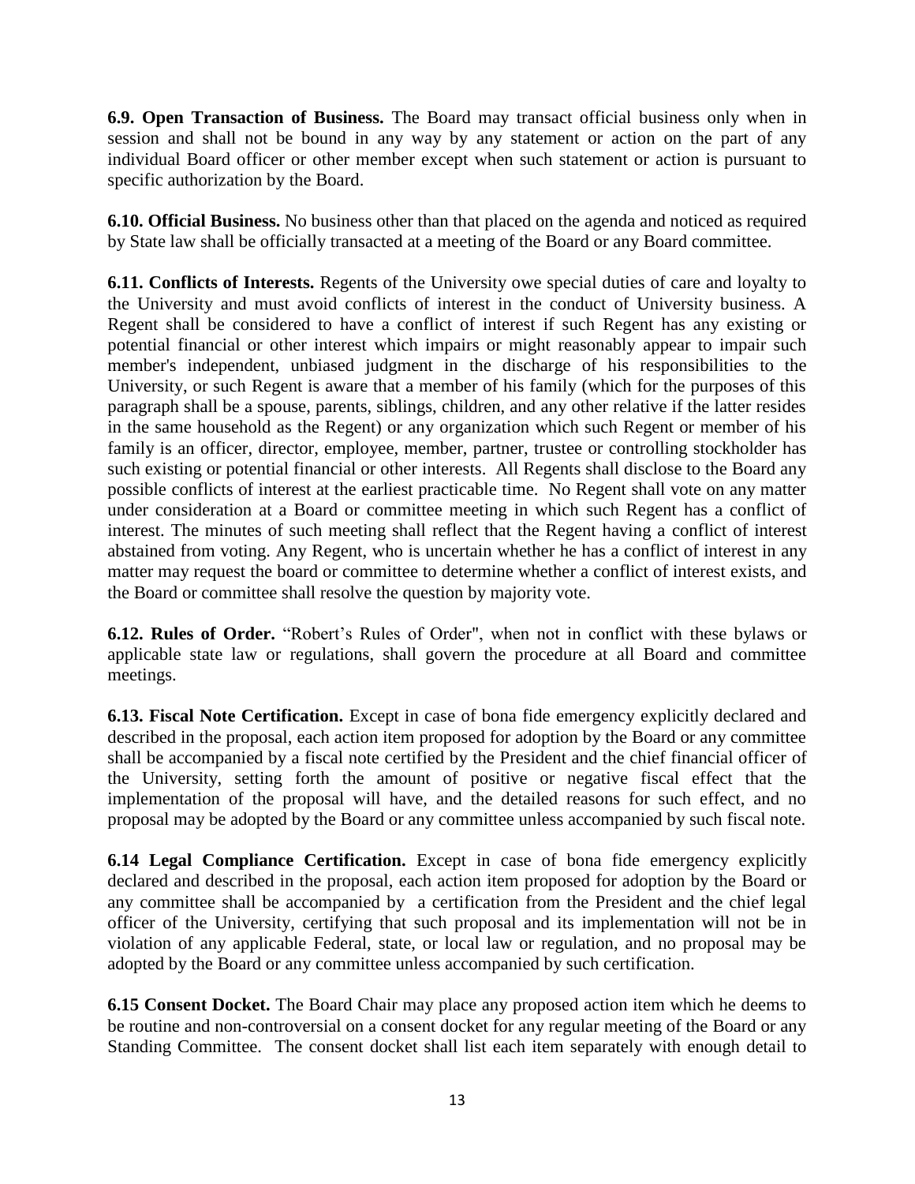**6.9. Open Transaction of Business.** The Board may transact official business only when in session and shall not be bound in any way by any statement or action on the part of any individual Board officer or other member except when such statement or action is pursuant to specific authorization by the Board.

**6.10. Official Business.** No business other than that placed on the agenda and noticed as required by State law shall be officially transacted at a meeting of the Board or any Board committee.

**6.11. Conflicts of Interests.** Regents of the University owe special duties of care and loyalty to the University and must avoid conflicts of interest in the conduct of University business. A Regent shall be considered to have a conflict of interest if such Regent has any existing or potential financial or other interest which impairs or might reasonably appear to impair such member's independent, unbiased judgment in the discharge of his responsibilities to the University, or such Regent is aware that a member of his family (which for the purposes of this paragraph shall be a spouse, parents, siblings, children, and any other relative if the latter resides in the same household as the Regent) or any organization which such Regent or member of his family is an officer, director, employee, member, partner, trustee or controlling stockholder has such existing or potential financial or other interests. All Regents shall disclose to the Board any possible conflicts of interest at the earliest practicable time. No Regent shall vote on any matter under consideration at a Board or committee meeting in which such Regent has a conflict of interest. The minutes of such meeting shall reflect that the Regent having a conflict of interest abstained from voting. Any Regent, who is uncertain whether he has a conflict of interest in any matter may request the board or committee to determine whether a conflict of interest exists, and the Board or committee shall resolve the question by majority vote.

**6.12. Rules of Order.** "Robert's Rules of Order", when not in conflict with these bylaws or applicable state law or regulations, shall govern the procedure at all Board and committee meetings.

**6.13. Fiscal Note Certification.** Except in case of bona fide emergency explicitly declared and described in the proposal, each action item proposed for adoption by the Board or any committee shall be accompanied by a fiscal note certified by the President and the chief financial officer of the University, setting forth the amount of positive or negative fiscal effect that the implementation of the proposal will have, and the detailed reasons for such effect, and no proposal may be adopted by the Board or any committee unless accompanied by such fiscal note.

**6.14 Legal Compliance Certification.** Except in case of bona fide emergency explicitly declared and described in the proposal, each action item proposed for adoption by the Board or any committee shall be accompanied by a certification from the President and the chief legal officer of the University, certifying that such proposal and its implementation will not be in violation of any applicable Federal, state, or local law or regulation, and no proposal may be adopted by the Board or any committee unless accompanied by such certification.

**6.15 Consent Docket.** The Board Chair may place any proposed action item which he deems to be routine and non-controversial on a consent docket for any regular meeting of the Board or any Standing Committee. The consent docket shall list each item separately with enough detail to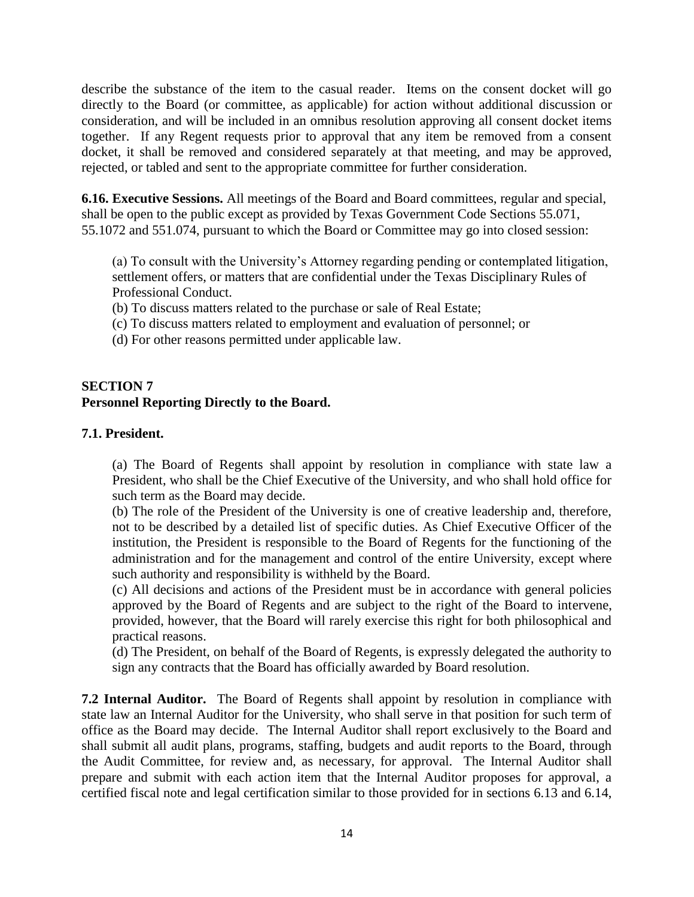describe the substance of the item to the casual reader. Items on the consent docket will go directly to the Board (or committee, as applicable) for action without additional discussion or consideration, and will be included in an omnibus resolution approving all consent docket items together. If any Regent requests prior to approval that any item be removed from a consent docket, it shall be removed and considered separately at that meeting, and may be approved, rejected, or tabled and sent to the appropriate committee for further consideration.

**6.16. Executive Sessions.** All meetings of the Board and Board committees, regular and special, shall be open to the public except as provided by Texas Government Code Sections 55.071, 55.1072 and 551.074, pursuant to which the Board or Committee may go into closed session:

(a) To consult with the University's Attorney regarding pending or contemplated litigation, settlement offers, or matters that are confidential under the Texas Disciplinary Rules of Professional Conduct.
(b) To discuss matters related to the purchase or sale of Real Estate;
(c) To discuss matters related to employment and evaluation of personnel; or
(d) For other reasons permitted under applicable law.

## SECTION 7
## Personnel Reporting Directly to the Board.

### 7.1. President.

(a) The Board of Regents shall appoint by resolution in compliance with state law a President, who shall be the Chief Executive of the University, and who shall hold office for such term as the Board may decide.
(b) The role of the President of the University is one of creative leadership and, therefore, not to be described by a detailed list of specific duties. As Chief Executive Officer of the institution, the President is responsible to the Board of Regents for the functioning of the administration and for the management and control of the entire University, except where such authority and responsibility is withheld by the Board.
(c) All decisions and actions of the President must be in accordance with general policies approved by the Board of Regents and are subject to the right of the Board to intervene, provided, however, that the Board will rarely exercise this right for both philosophical and practical reasons.
(d) The President, on behalf of the Board of Regents, is expressly delegated the authority to sign any contracts that the Board has officially awarded by Board resolution.

**7.2 Internal Auditor.** The Board of Regents shall appoint by resolution in compliance with state law an Internal Auditor for the University, who shall serve in that position for such term of office as the Board may decide. The Internal Auditor shall report exclusively to the Board and shall submit all audit plans, programs, staffing, budgets and audit reports to the Board, through the Audit Committee, for review and, as necessary, for approval. The Internal Auditor shall prepare and submit with each action item that the Internal Auditor proposes for approval, a certified fiscal note and legal certification similar to those provided for in sections 6.13 and 6.14,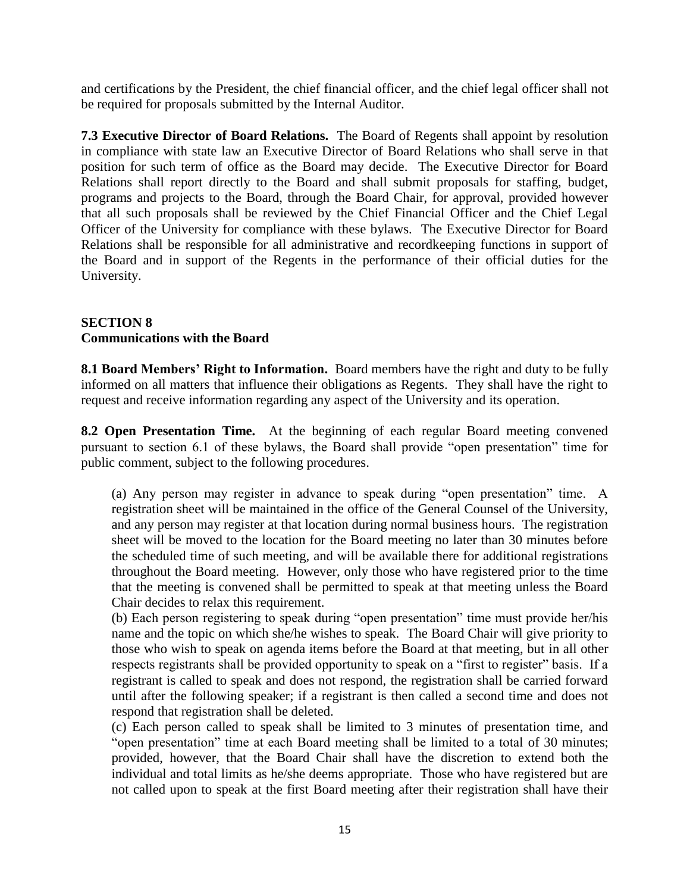and certifications by the President, the chief financial officer, and the chief legal officer shall not be required for proposals submitted by the Internal Auditor.

**7.3 Executive Director of Board Relations.** The Board of Regents shall appoint by resolution in compliance with state law an Executive Director of Board Relations who shall serve in that position for such term of office as the Board may decide. The Executive Director for Board Relations shall report directly to the Board and shall submit proposals for staffing, budget, programs and projects to the Board, through the Board Chair, for approval, provided however that all such proposals shall be reviewed by the Chief Financial Officer and the Chief Legal Officer of the University for compliance with these bylaws. The Executive Director for Board Relations shall be responsible for all administrative and recordkeeping functions in support of the Board and in support of the Regents in the performance of their official duties for the University.

## SECTION 8
## Communications with the Board

**8.1 Board Members' Right to Information.** Board members have the right and duty to be fully informed on all matters that influence their obligations as Regents. They shall have the right to request and receive information regarding any aspect of the University and its operation.

**8.2 Open Presentation Time.** At the beginning of each regular Board meeting convened pursuant to section 6.1 of these bylaws, the Board shall provide "open presentation" time for public comment, subject to the following procedures.

(a) Any person may register in advance to speak during "open presentation" time. A registration sheet will be maintained in the office of the General Counsel of the University, and any person may register at that location during normal business hours. The registration sheet will be moved to the location for the Board meeting no later than 30 minutes before the scheduled time of such meeting, and will be available there for additional registrations throughout the Board meeting. However, only those who have registered prior to the time that the meeting is convened shall be permitted to speak at that meeting unless the Board Chair decides to relax this requirement.

(b) Each person registering to speak during "open presentation" time must provide her/his name and the topic on which she/he wishes to speak. The Board Chair will give priority to those who wish to speak on agenda items before the Board at that meeting, but in all other respects registrants shall be provided opportunity to speak on a "first to register" basis. If a registrant is called to speak and does not respond, the registration shall be carried forward until after the following speaker; if a registrant is then called a second time and does not respond that registration shall be deleted.

(c) Each person called to speak shall be limited to 3 minutes of presentation time, and "open presentation" time at each Board meeting shall be limited to a total of 30 minutes; provided, however, that the Board Chair shall have the discretion to extend both the individual and total limits as he/she deems appropriate. Those who have registered but are not called upon to speak at the first Board meeting after their registration shall have their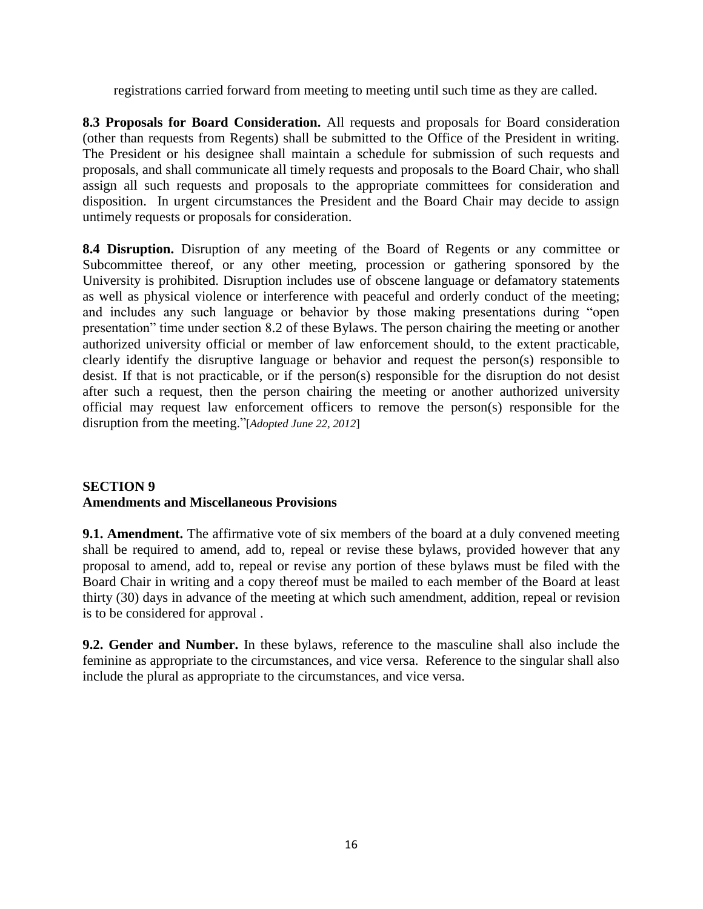registrations carried forward from meeting to meeting until such time as they are called.

**8.3 Proposals for Board Consideration.** All requests and proposals for Board consideration (other than requests from Regents) shall be submitted to the Office of the President in writing. The President or his designee shall maintain a schedule for submission of such requests and proposals, and shall communicate all timely requests and proposals to the Board Chair, who shall assign all such requests and proposals to the appropriate committees for consideration and disposition. In urgent circumstances the President and the Board Chair may decide to assign untimely requests or proposals for consideration.

**8.4 Disruption.** Disruption of any meeting of the Board of Regents or any committee or Subcommittee thereof, or any other meeting, procession or gathering sponsored by the University is prohibited. Disruption includes use of obscene language or defamatory statements as well as physical violence or interference with peaceful and orderly conduct of the meeting; and includes any such language or behavior by those making presentations during "open presentation" time under section 8.2 of these Bylaws. The person chairing the meeting or another authorized university official or member of law enforcement should, to the extent practicable, clearly identify the disruptive language or behavior and request the person(s) responsible to desist. If that is not practicable, or if the person(s) responsible for the disruption do not desist after such a request, then the person chairing the meeting or another authorized university official may request law enforcement officers to remove the person(s) responsible for the disruption from the meeting."[*Adopted June 22, 2012*]

## SECTION 9
## Amendments and Miscellaneous Provisions

**9.1. Amendment.** The affirmative vote of six members of the board at a duly convened meeting shall be required to amend, add to, repeal or revise these bylaws, provided however that any proposal to amend, add to, repeal or revise any portion of these bylaws must be filed with the Board Chair in writing and a copy thereof must be mailed to each member of the Board at least thirty (30) days in advance of the meeting at which such amendment, addition, repeal or revision is to be considered for approval .

**9.2. Gender and Number.** In these bylaws, reference to the masculine shall also include the feminine as appropriate to the circumstances, and vice versa. Reference to the singular shall also include the plural as appropriate to the circumstances, and vice versa.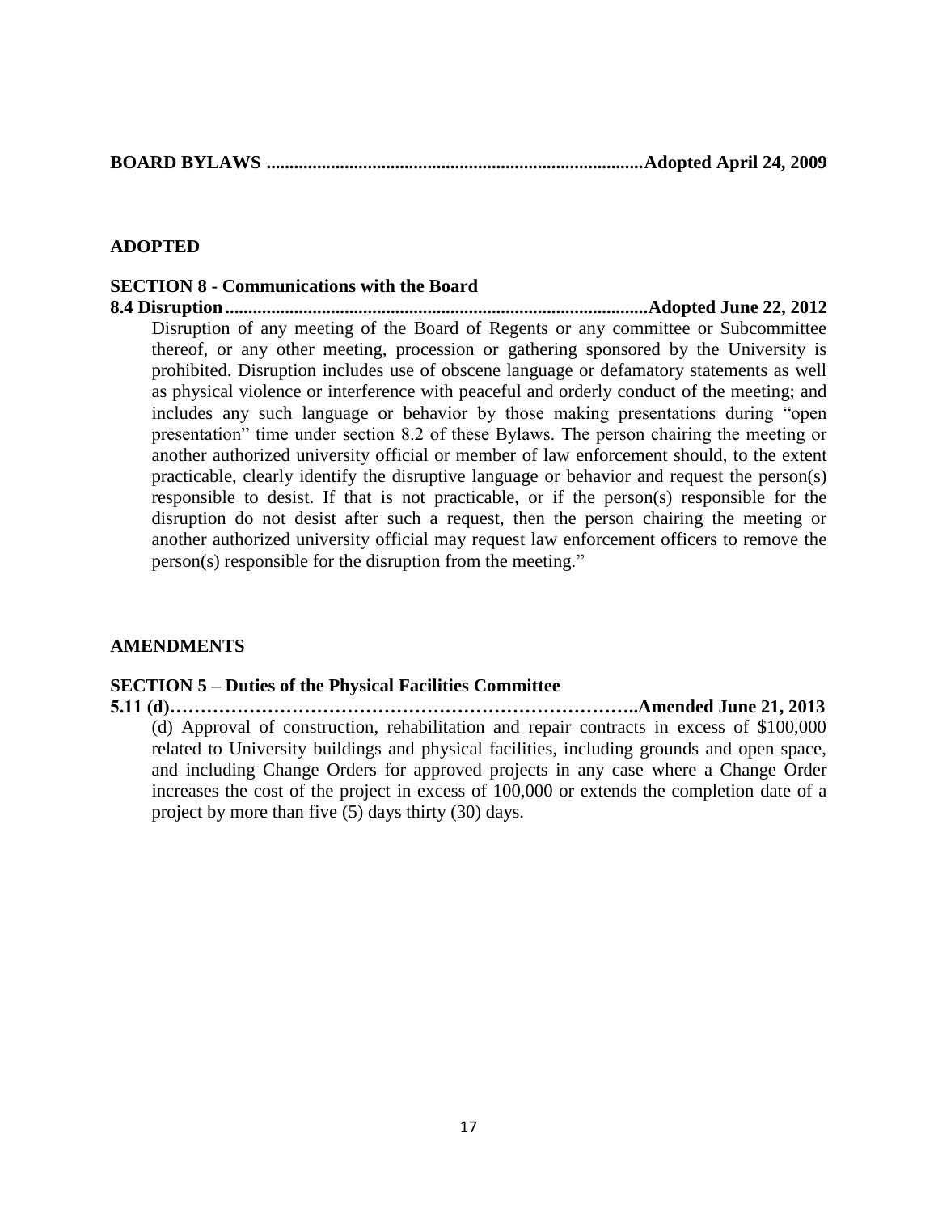**BOARD BYLAWS .................................................................................Adopted April 24, 2009**

## ADOPTED

### SECTION 8 - Communications with the Board

**8.4 Disruption.........................................................................................Adopted June 22, 2012**

Disruption of any meeting of the Board of Regents or any committee or Subcommittee thereof, or any other meeting, procession or gathering sponsored by the University is prohibited. Disruption includes use of obscene language or defamatory statements as well as physical violence or interference with peaceful and orderly conduct of the meeting; and includes any such language or behavior by those making presentations during "open presentation" time under section 8.2 of these Bylaws. The person chairing the meeting or another authorized university official or member of law enforcement should, to the extent practicable, clearly identify the disruptive language or behavior and request the person(s) responsible to desist. If that is not practicable, or if the person(s) responsible for the disruption do not desist after such a request, then the person chairing the meeting or another authorized university official may request law enforcement officers to remove the person(s) responsible for the disruption from the meeting."

## AMENDMENTS

### SECTION 5 – Duties of the Physical Facilities Committee

**5.11 (d)…………………………………………………………………..Amended June 21, 2013**

(d) Approval of construction, rehabilitation and repair contracts in excess of $100,000 related to University buildings and physical facilities, including grounds and open space, and including Change Orders for approved projects in any case where a Change Order increases the cost of the project in excess of 100,000 or extends the completion date of a project by more than ~~five (5) days~~ thirty (30) days.